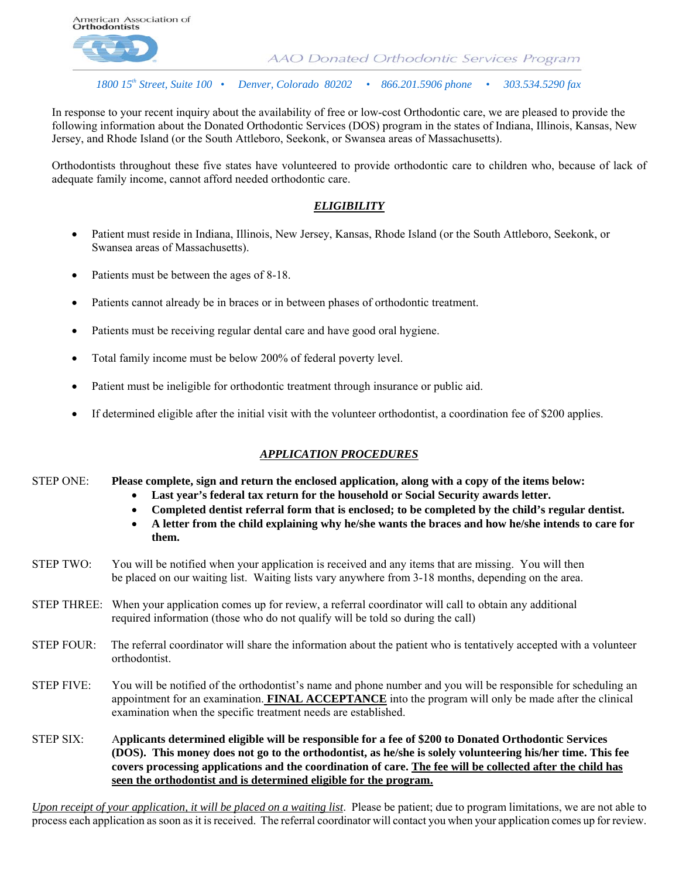American Association of Orthodontists

AAO Donated Orthodontic Services Program

*1800 15th Street, Suite 100 • Denver, Colorado 80202 • 866.201.5906 phone • 303.534.5290 fax*

In response to your recent inquiry about the availability of free or low-cost Orthodontic care, we are pleased to provide the following information about the Donated Orthodontic Services (DOS) program in the states of Indiana, Illinois, Kansas, New Jersey, and Rhode Island (or the South Attleboro, Seekonk, or Swansea areas of Massachusetts).

Orthodontists throughout these five states have volunteered to provide orthodontic care to children who, because of lack of adequate family income, cannot afford needed orthodontic care.

## *ELIGIBILITY*

- Patient must reside in Indiana, Illinois, New Jersey, Kansas, Rhode Island (or the South Attleboro, Seekonk, or Swansea areas of Massachusetts).
- Patients must be between the ages of 8-18.
- Patients cannot already be in braces or in between phases of orthodontic treatment.
- Patients must be receiving regular dental care and have good oral hygiene.
- Total family income must be below 200% of federal poverty level.
- Patient must be ineligible for orthodontic treatment through insurance or public aid.
- If determined eligible after the initial visit with the volunteer orthodontist, a coordination fee of $200 applies.

## *APPLICATION PROCEDURES*

STEP ONE: **Please complete, sign and return the enclosed application, along with a copy of the items below:**

- **Last year's federal tax return for the household or Social Security awards letter.**
- **Completed dentist referral form that is enclosed; to be completed by the child's regular dentist.**
- **A letter from the child explaining why he/she wants the braces and how he/she intends to care for them.**

STEP TWO: You will be notified when your application is received and any items that are missing. You will then be placed on our waiting list. Waiting lists vary anywhere from 3-18 months, depending on the area.

STEP THREE: When your application comes up for review, a referral coordinator will call to obtain any additional required information (those who do not qualify will be told so during the call)

STEP FOUR: The referral coordinator will share the information about the patient who is tentatively accepted with a volunteer orthodontist.

STEP FIVE: You will be notified of the orthodontist's name and phone number and you will be responsible for scheduling an appointment for an examination. **FINAL ACCEPTANCE** into the program will only be made after the clinical examination when the specific treatment needs are established.

STEP SIX: **Applicants determined eligible will be responsible for a fee of $200 to Donated Orthodontic Services (DOS). This money does not go to the orthodontist, as he/she is solely volunteering his/her time. This fee covers processing applications and the coordination of care. The fee will be collected after the child has seen the orthodontist and is determined eligible for the program.**

*Upon receipt of your application, it will be placed on a waiting list*. Please be patient; due to program limitations, we are not able to process each application as soon as it is received. The referral coordinator will contact you when your application comes up for review.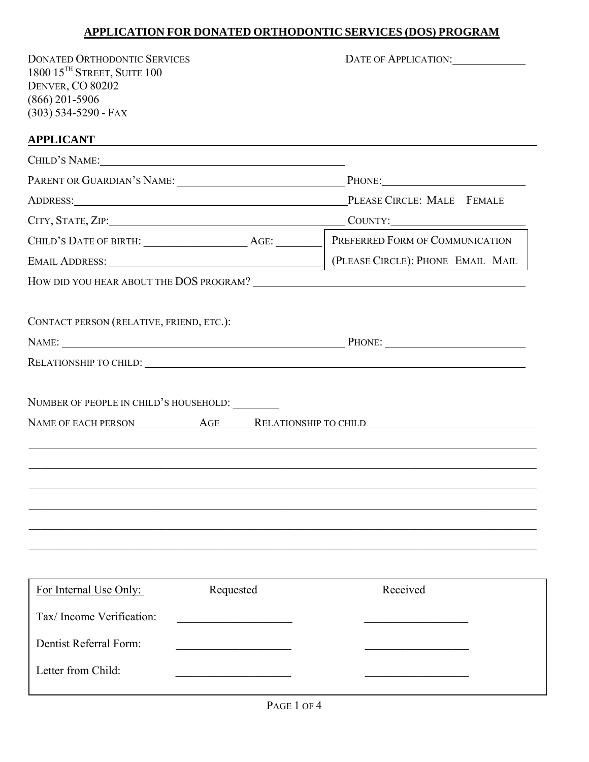# APPLICATION FOR DONATED ORTHODONTIC SERVICES (DOS) PROGRAM

DONATED ORTHODONTIC SERVICES
1800 15TH STREET, SUITE 100
DENVER, CO 80202
(866) 201-5906
(303) 534-5290 - FAX

DATE OF APPLICATION: ____________

## APPLICANT

CHILD'S NAME: ________________________________________

PARENT OR GUARDIAN'S NAME: ____________________________ PHONE: ______________________

ADDRESS: ________________________________________ PLEASE CIRCLE: MALE FEMALE

CITY, STATE, ZIP: ________________________________ COUNTY: ______________________

CHILD'S DATE OF BIRTH: ________________ AGE: ________

EMAIL ADDRESS: ________________________________

PREFERRED FORM OF COMMUNICATION (PLEASE CIRCLE): PHONE EMAIL MAIL

HOW DID YOU HEAR ABOUT THE DOS PROGRAM? ________________________________________

CONTACT PERSON (RELATIVE, FRIEND, ETC.):

NAME: ________________________________________ PHONE: ______________________

RELATIONSHIP TO CHILD: ________________________________________

NUMBER OF PEOPLE IN CHILD'S HOUSEHOLD: ________

| NAME OF EACH PERSON | AGE | RELATIONSHIP TO CHILD |
|---|---|---|
| | | |
| | | |
| | | |
| | | |
| | | |
| | | |

| For Internal Use Only: | Requested | Received |
|---|---|---|
| Tax/ Income Verification: | | |
| Dentist Referral Form: | | |
| Letter from Child: | | |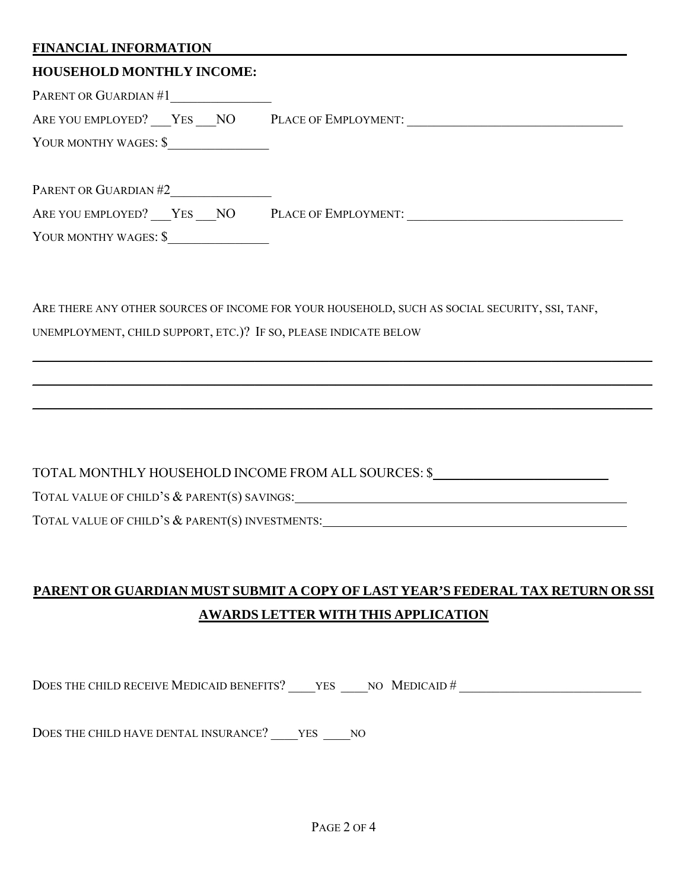## FINANCIAL INFORMATION

### HOUSEHOLD MONTHLY INCOME:

PARENT OR GUARDIAN #1_______________

ARE YOU EMPLOYED? ___YES ___NO PLACE OF EMPLOYMENT: _______________________________

YOUR MONTHY WAGES: $_______________

PARENT OR GUARDIAN #2_______________

ARE YOU EMPLOYED? ___YES ___NO PLACE OF EMPLOYMENT: _______________________________

YOUR MONTHY WAGES: $_______________

ARE THERE ANY OTHER SOURCES OF INCOME FOR YOUR HOUSEHOLD, SUCH AS SOCIAL SECURITY, SSI, TANF, UNEMPLOYMENT, CHILD SUPPORT, ETC.)? IF SO, PLEASE INDICATE BELOW

_______________________________________________________________________________

_______________________________________________________________________________

_______________________________________________________________________________

TOTAL MONTHLY HOUSEHOLD INCOME FROM ALL SOURCES: $_______________________

TOTAL VALUE OF CHILD'S & PARENT(S) SAVINGS:_______________________________________________

TOTAL VALUE OF CHILD'S & PARENT(S) INVESTMENTS:___________________________________________

**PARENT OR GUARDIAN MUST SUBMIT A COPY OF LAST YEAR'S FEDERAL TAX RETURN OR SSI AWARDS LETTER WITH THIS APPLICATION**

DOES THE CHILD RECEIVE MEDICAID BENEFITS? ____YES ____NO MEDICAID # ___________________________

DOES THE CHILD HAVE DENTAL INSURANCE? ____YES ____NO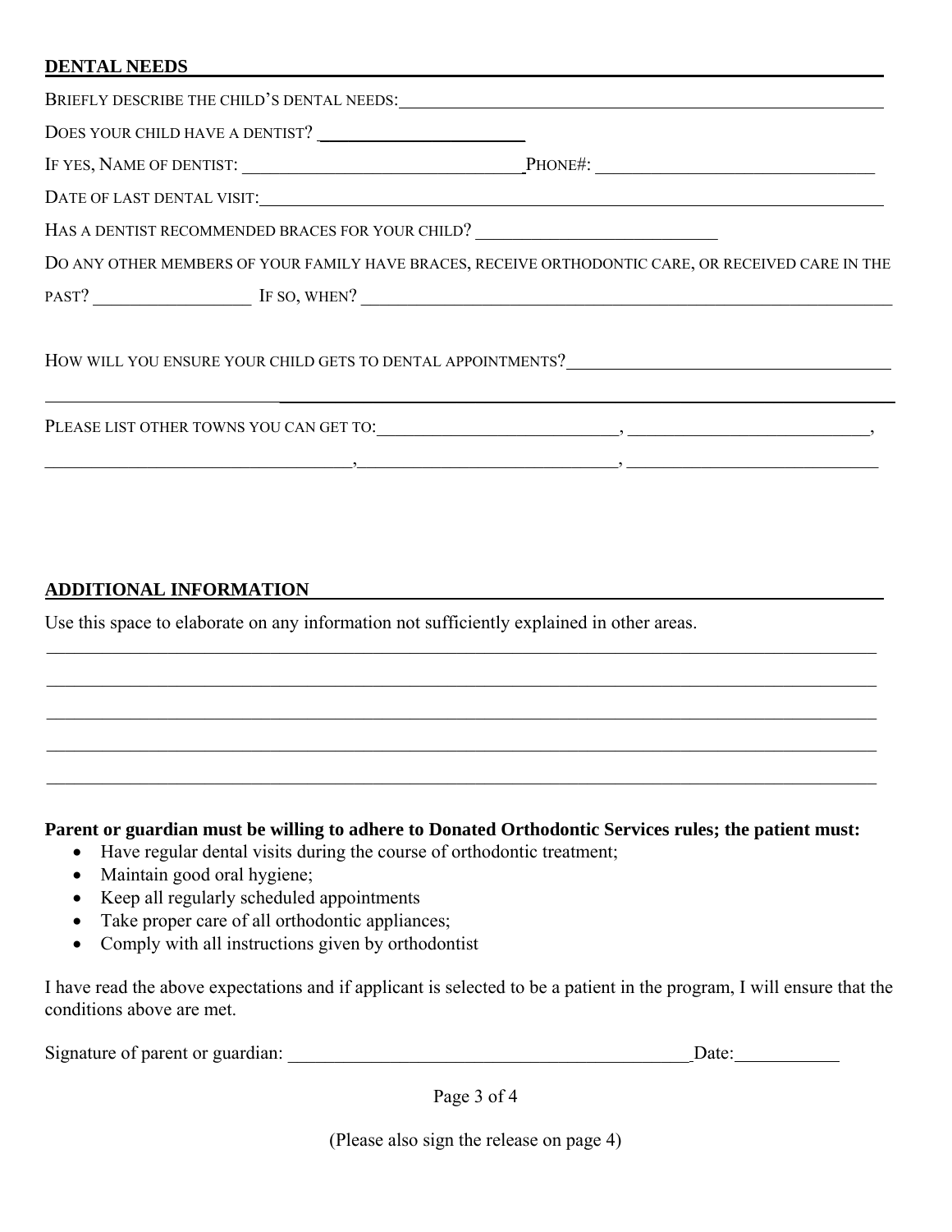## DENTAL NEEDS

BRIEFLY DESCRIBE THE CHILD'S DENTAL NEEDS: ____________________________________________

DOES YOUR CHILD HAVE A DENTIST? ______________________

IF YES, NAME OF DENTIST: ______________________________ PHONE#: ____________________________

DATE OF LAST DENTAL VISIT: ____________________________________________________________

HAS A DENTIST RECOMMENDED BRACES FOR YOUR CHILD? __________________________

DO ANY OTHER MEMBERS OF YOUR FAMILY HAVE BRACES, RECEIVE ORTHODONTIC CARE, OR RECEIVED CARE IN THE PAST? ________________ IF SO, WHEN? ____________________________________________________

HOW WILL YOU ENSURE YOUR CHILD GETS TO DENTAL APPOINTMENTS? ________________________________

______________________________________________________________________________________

PLEASE LIST OTHER TOWNS YOU CAN GET TO: __________________________, __________________________,

________________________________, __________________________, __________________________

## ADDITIONAL INFORMATION

Use this space to elaborate on any information not sufficiently explained in other areas.

______________________________________________________________________________________

______________________________________________________________________________________

______________________________________________________________________________________

______________________________________________________________________________________

______________________________________________________________________________________

**Parent or guardian must be willing to adhere to Donated Orthodontic Services rules; the patient must:**

- Have regular dental visits during the course of orthodontic treatment;
- Maintain good oral hygiene;
- Keep all regularly scheduled appointments
- Take proper care of all orthodontic appliances;
- Comply with all instructions given by orthodontist

I have read the above expectations and if applicant is selected to be a patient in the program, I will ensure that the conditions above are met.

Signature of parent or guardian: ________________________________________ Date: __________

(Please also sign the release on page 4)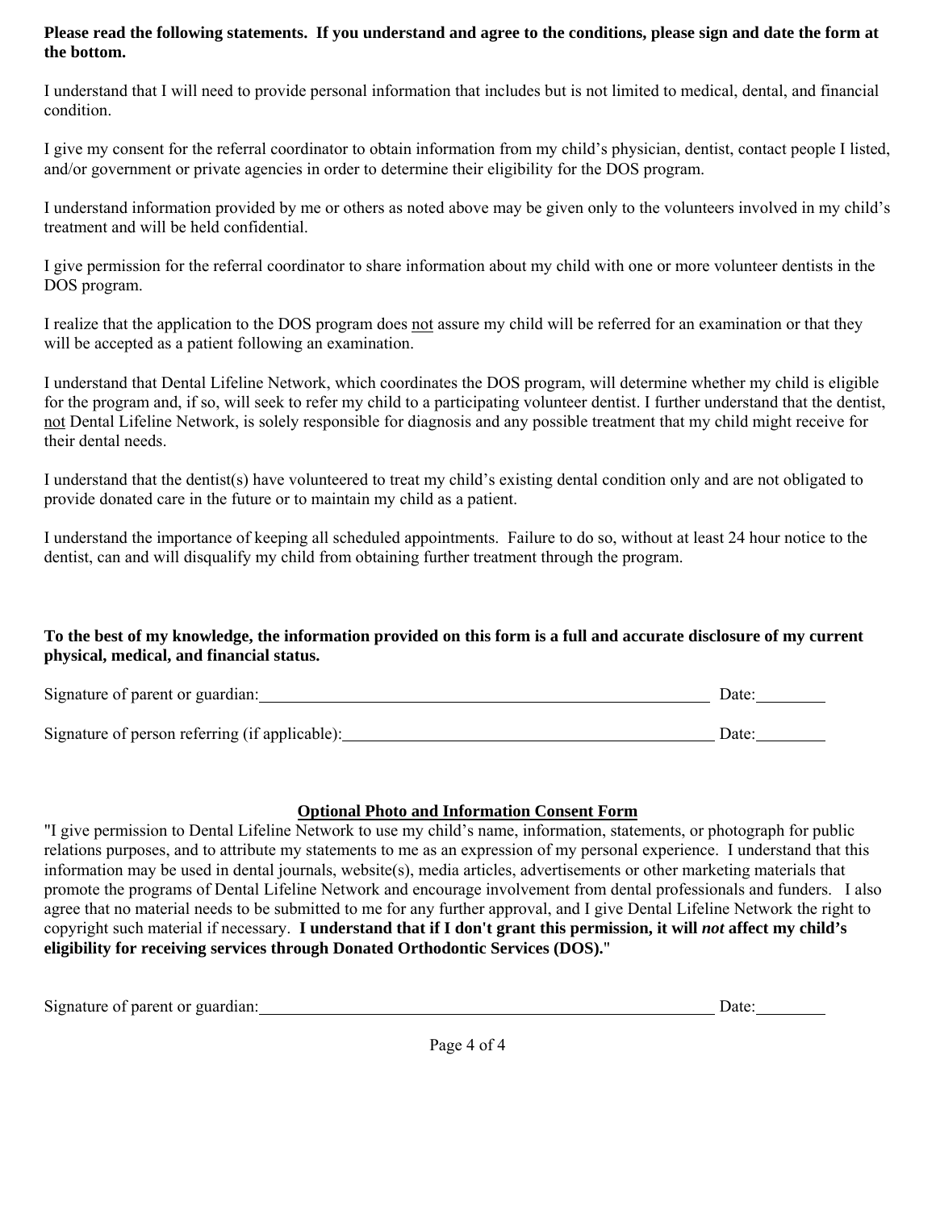**Please read the following statements. If you understand and agree to the conditions, please sign and date the form at the bottom.**

I understand that I will need to provide personal information that includes but is not limited to medical, dental, and financial condition.

I give my consent for the referral coordinator to obtain information from my child's physician, dentist, contact people I listed, and/or government or private agencies in order to determine their eligibility for the DOS program.

I understand information provided by me or others as noted above may be given only to the volunteers involved in my child's treatment and will be held confidential.

I give permission for the referral coordinator to share information about my child with one or more volunteer dentists in the DOS program.

I realize that the application to the DOS program does <u>not</u> assure my child will be referred for an examination or that they will be accepted as a patient following an examination.

I understand that Dental Lifeline Network, which coordinates the DOS program, will determine whether my child is eligible for the program and, if so, will seek to refer my child to a participating volunteer dentist. I further understand that the dentist, <u>not</u> Dental Lifeline Network, is solely responsible for diagnosis and any possible treatment that my child might receive for their dental needs.

I understand that the dentist(s) have volunteered to treat my child's existing dental condition only and are not obligated to provide donated care in the future or to maintain my child as a patient.

I understand the importance of keeping all scheduled appointments. Failure to do so, without at least 24 hour notice to the dentist, can and will disqualify my child from obtaining further treatment through the program.

**To the best of my knowledge, the information provided on this form is a full and accurate disclosure of my current physical, medical, and financial status.**

Signature of parent or guardian:\_\_\_\_\_\_\_\_\_\_\_\_\_\_\_\_\_\_\_\_\_\_\_\_\_\_\_\_\_\_\_\_ Date:\_\_\_\_\_\_\_\_

Signature of person referring (if applicable):\_\_\_\_\_\_\_\_\_\_\_\_\_\_\_\_\_\_\_\_\_\_\_\_ Date:\_\_\_\_\_\_\_\_

**<u>Optional Photo and Information Consent Form</u>**

"I give permission to Dental Lifeline Network to use my child's name, information, statements, or photograph for public relations purposes, and to attribute my statements to me as an expression of my personal experience. I understand that this information may be used in dental journals, website(s), media articles, advertisements or other marketing materials that promote the programs of Dental Lifeline Network and encourage involvement from dental professionals and funders. I also agree that no material needs to be submitted to me for any further approval, and I give Dental Lifeline Network the right to copyright such material if necessary. **I understand that if I don't grant this permission, it will *not* affect my child's eligibility for receiving services through Donated Orthodontic Services (DOS).**"

Signature of parent or guardian:\_\_\_\_\_\_\_\_\_\_\_\_\_\_\_\_\_\_\_\_\_\_\_\_\_\_\_\_\_\_\_\_ Date:\_\_\_\_\_\_\_\_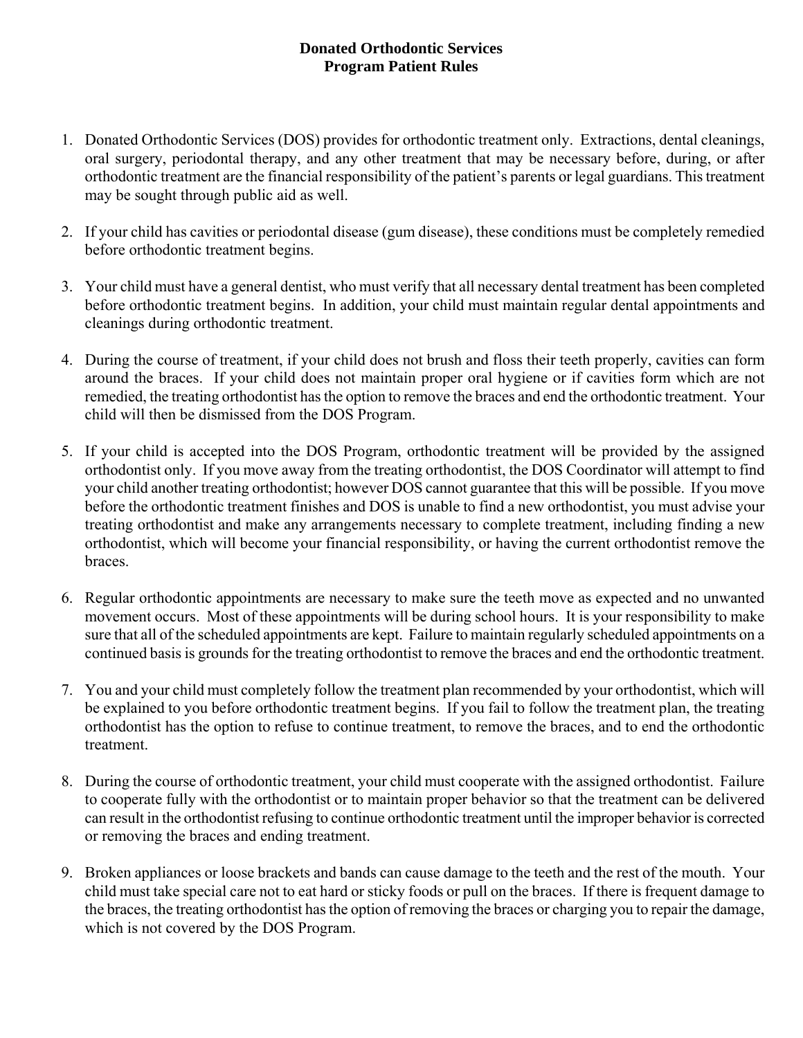# Donated Orthodontic Services
## Program Patient Rules

1. Donated Orthodontic Services (DOS) provides for orthodontic treatment only. Extractions, dental cleanings, oral surgery, periodontal therapy, and any other treatment that may be necessary before, during, or after orthodontic treatment are the financial responsibility of the patient's parents or legal guardians. This treatment may be sought through public aid as well.

2. If your child has cavities or periodontal disease (gum disease), these conditions must be completely remedied before orthodontic treatment begins.

3. Your child must have a general dentist, who must verify that all necessary dental treatment has been completed before orthodontic treatment begins. In addition, your child must maintain regular dental appointments and cleanings during orthodontic treatment.

4. During the course of treatment, if your child does not brush and floss their teeth properly, cavities can form around the braces. If your child does not maintain proper oral hygiene or if cavities form which are not remedied, the treating orthodontist has the option to remove the braces and end the orthodontic treatment. Your child will then be dismissed from the DOS Program.

5. If your child is accepted into the DOS Program, orthodontic treatment will be provided by the assigned orthodontist only. If you move away from the treating orthodontist, the DOS Coordinator will attempt to find your child another treating orthodontist; however DOS cannot guarantee that this will be possible. If you move before the orthodontic treatment finishes and DOS is unable to find a new orthodontist, you must advise your treating orthodontist and make any arrangements necessary to complete treatment, including finding a new orthodontist, which will become your financial responsibility, or having the current orthodontist remove the braces.

6. Regular orthodontic appointments are necessary to make sure the teeth move as expected and no unwanted movement occurs. Most of these appointments will be during school hours. It is your responsibility to make sure that all of the scheduled appointments are kept. Failure to maintain regularly scheduled appointments on a continued basis is grounds for the treating orthodontist to remove the braces and end the orthodontic treatment.

7. You and your child must completely follow the treatment plan recommended by your orthodontist, which will be explained to you before orthodontic treatment begins. If you fail to follow the treatment plan, the treating orthodontist has the option to refuse to continue treatment, to remove the braces, and to end the orthodontic treatment.

8. During the course of orthodontic treatment, your child must cooperate with the assigned orthodontist. Failure to cooperate fully with the orthodontist or to maintain proper behavior so that the treatment can be delivered can result in the orthodontist refusing to continue orthodontic treatment until the improper behavior is corrected or removing the braces and ending treatment.

9. Broken appliances or loose brackets and bands can cause damage to the teeth and the rest of the mouth. Your child must take special care not to eat hard or sticky foods or pull on the braces. If there is frequent damage to the braces, the treating orthodontist has the option of removing the braces or charging you to repair the damage, which is not covered by the DOS Program.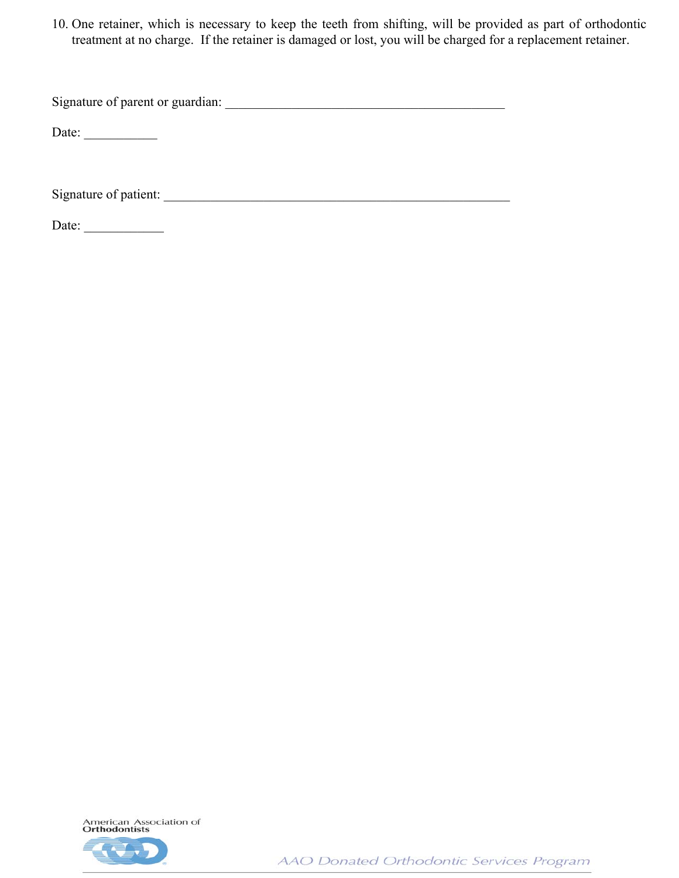10. One retainer, which is necessary to keep the teeth from shifting, will be provided as part of orthodontic treatment at no charge. If the retainer is damaged or lost, you will be charged for a replacement retainer.

Signature of parent or guardian: ____________________________________________

Date: ___________

Signature of patient: _______________________________________________________

Date: ____________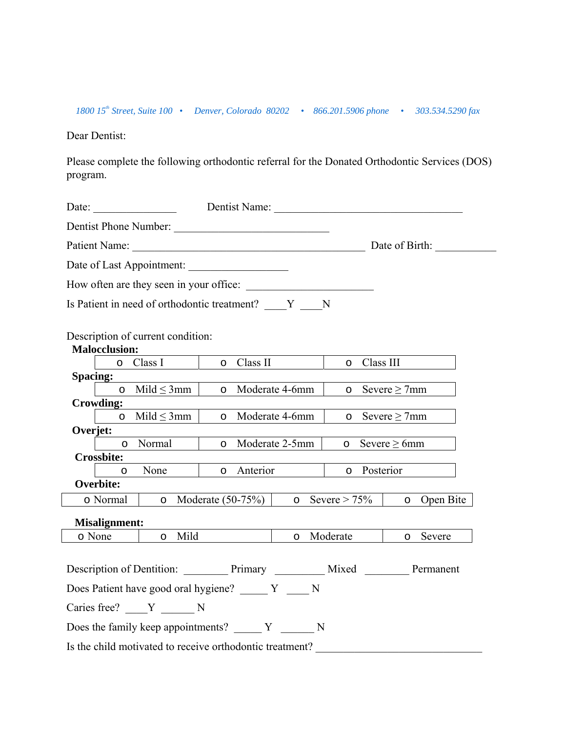*1800 15th Street, Suite 100 • Denver, Colorado 80202 • 866.201.5906 phone • 303.534.5290 fax*

Dear Dentist:

Please complete the following orthodontic referral for the Donated Orthodontic Services (DOS) program.

Date: _______________ Dentist Name: ___________________________________

Dentist Phone Number: _____________________________

Patient Name: ____________________________________________ Date of Birth: ___________

Date of Last Appointment: __________________

How often are they seen in your office: ______________________

Is Patient in need of orthodontic treatment? ____Y ____N

Description of current condition:

**Malocclusion:**

| o Class I | o Class II | o Class III |
|---|---|---|

**Spacing:**

| o Mild ≤ 3mm | o Moderate 4-6mm | o Severe ≥ 7mm |
|---|---|---|

**Crowding:**

| o Mild ≤ 3mm | o Moderate 4-6mm | o Severe ≥ 7mm |
|---|---|---|

**Overjet:**

| o Normal | o Moderate 2-5mm | o Severe ≥ 6mm |
|---|---|---|

**Crossbite:**

| o None | o Anterior | o Posterior |
|---|---|---|

**Overbite:**

| o Normal | o Moderate (50-75%) | o Severe > 75% | o Open Bite |
|---|---|---|---|

**Misalignment:**

| o None | o Mild | o Moderate | o Severe |
|---|---|---|---|

Description of Dentition: ________ Primary _________ Mixed ________ Permanent

Does Patient have good oral hygiene? _____ Y ____ N

Caries free? ____Y ______ N

Does the family keep appointments? _____ Y ______ N

Is the child motivated to receive orthodontic treatment? ______________________________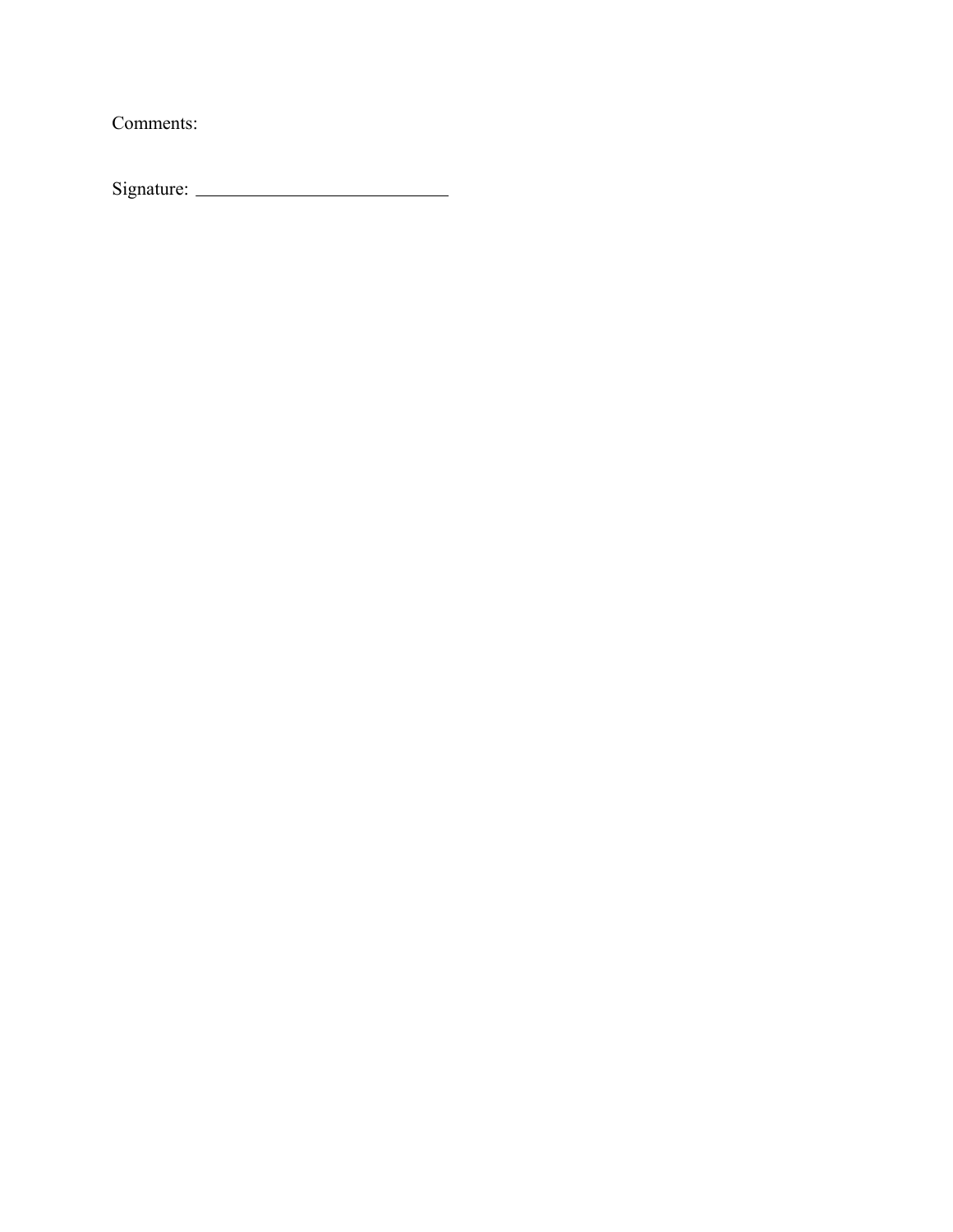Comments:

Signature: ___________________________